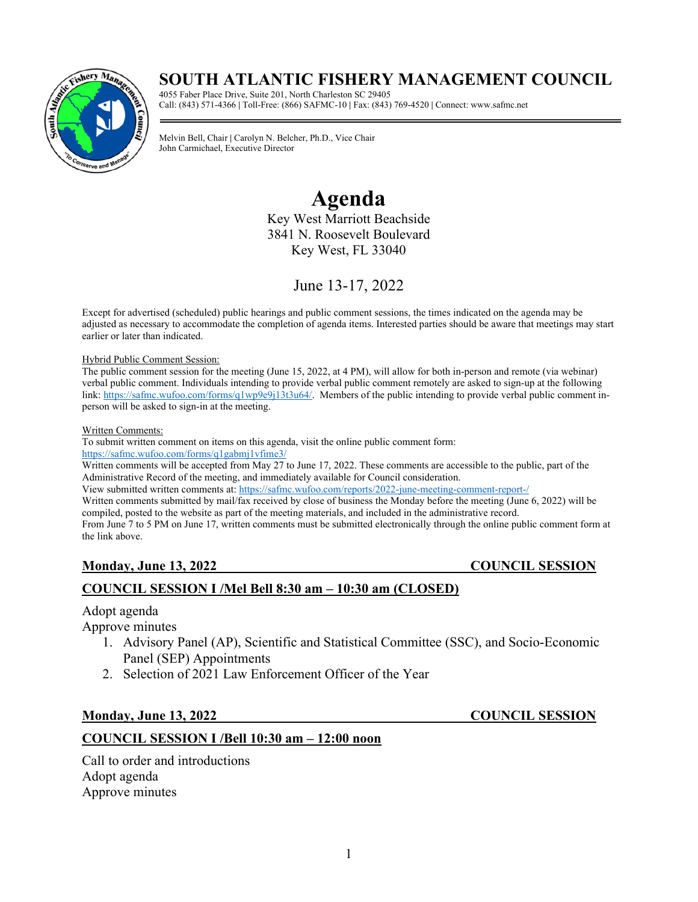# SOUTH ATLANTIC FISHERY MANAGEMENT COUNCIL

4055 Faber Place Drive, Suite 201, North Charleston SC 29405
Call: (843) 571-4366 | Toll-Free: (866) SAFMC-10 | Fax: (843) 769-4520 | Connect: www.safmc.net

Melvin Bell, Chair | Carolyn N. Belcher, Ph.D., Vice Chair
John Carmichael, Executive Director

# Agenda

Key West Marriott Beachside
3841 N. Roosevelt Boulevard
Key West, FL 33040

## June 13-17, 2022

Except for advertised (scheduled) public hearings and public comment sessions, the times indicated on the agenda may be adjusted as necessary to accommodate the completion of agenda items. Interested parties should be aware that meetings may start earlier or later than indicated.

Hybrid Public Comment Session:
The public comment session for the meeting (June 15, 2022, at 4 PM), will allow for both in-person and remote (via webinar) verbal public comment. Individuals intending to provide verbal public comment remotely are asked to sign-up at the following link: https://safmc.wufoo.com/forms/q1wp9e9j13t3u64/. Members of the public intending to provide verbal public comment in-person will be asked to sign-in at the meeting.

Written Comments:
To submit written comment on items on this agenda, visit the online public comment form: https://safmc.wufoo.com/forms/q1gabmj1vfime3/
Written comments will be accepted from May 27 to June 17, 2022. These comments are accessible to the public, part of the Administrative Record of the meeting, and immediately available for Council consideration.
View submitted written comments at: https://safmc.wufoo.com/reports/2022-june-meeting-comment-report-/
Written comments submitted by mail/fax received by close of business the Monday before the meeting (June 6, 2022) will be compiled, posted to the website as part of the meeting materials, and included in the administrative record.
From June 7 to 5 PM on June 17, written comments must be submitted electronically through the online public comment form at the link above.

**Monday, June 13, 2022 — COUNCIL SESSION**

**COUNCIL SESSION I /Mel Bell 8:30 am – 10:30 am (CLOSED)**

Adopt agenda
Approve minutes

1. Advisory Panel (AP), Scientific and Statistical Committee (SSC), and Socio-Economic Panel (SEP) Appointments
2. Selection of 2021 Law Enforcement Officer of the Year

**Monday, June 13, 2022 — COUNCIL SESSION**

**COUNCIL SESSION I /Bell 10:30 am – 12:00 noon**

Call to order and introductions
Adopt agenda
Approve minutes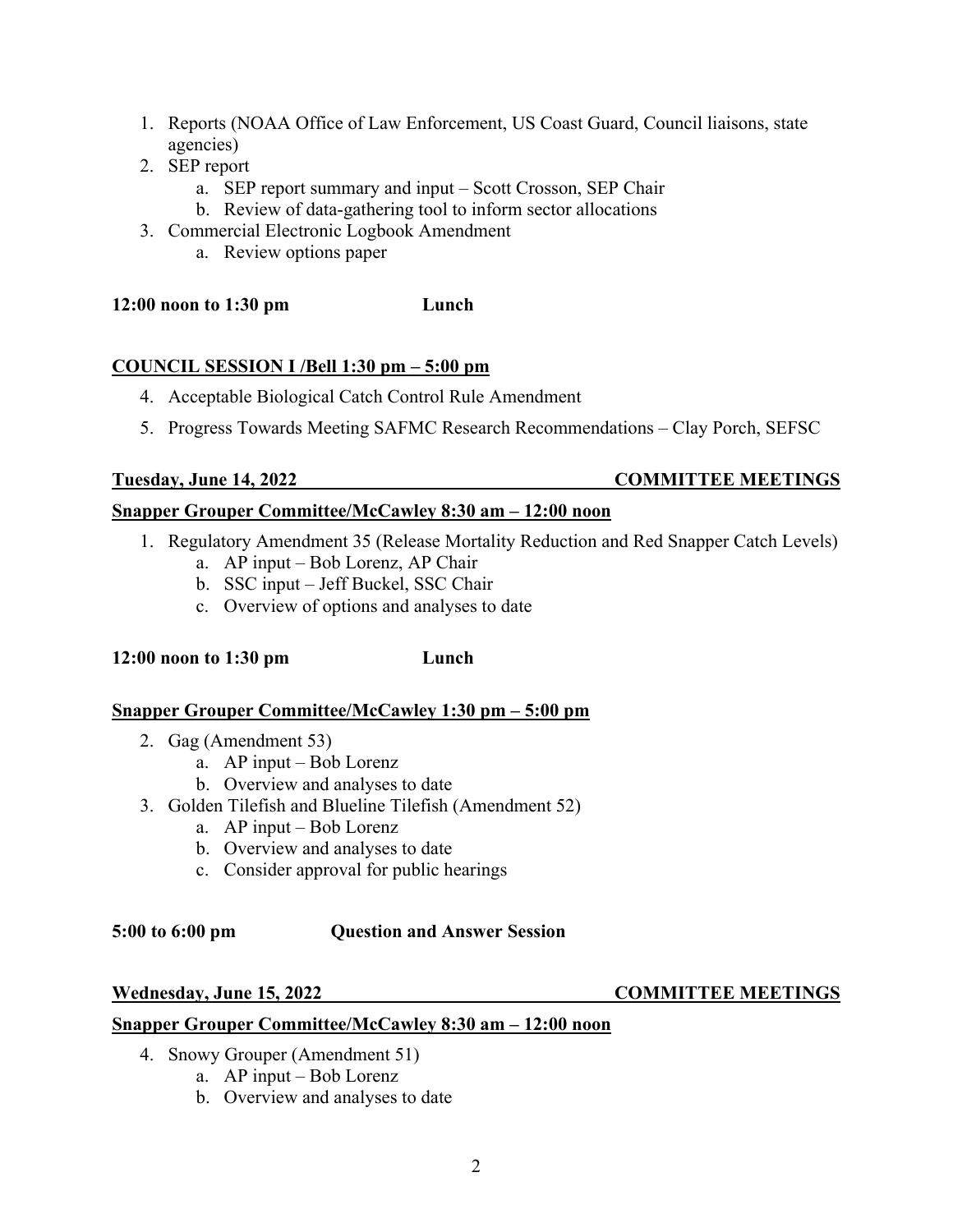1. Reports (NOAA Office of Law Enforcement, US Coast Guard, Council liaisons, state agencies)
2. SEP report
    a. SEP report summary and input – Scott Crosson, SEP Chair
    b. Review of data-gathering tool to inform sector allocations
3. Commercial Electronic Logbook Amendment
    a. Review options paper

**12:00 noon to 1:30 pm Lunch**

**COUNCIL SESSION I /Bell 1:30 pm – 5:00 pm**

4. Acceptable Biological Catch Control Rule Amendment
5. Progress Towards Meeting SAFMC Research Recommendations – Clay Porch, SEFSC

**Tuesday, June 14, 2022 COMMITTEE MEETINGS**

**Snapper Grouper Committee/McCawley 8:30 am – 12:00 noon**

1. Regulatory Amendment 35 (Release Mortality Reduction and Red Snapper Catch Levels)
    a. AP input – Bob Lorenz, AP Chair
    b. SSC input – Jeff Buckel, SSC Chair
    c. Overview of options and analyses to date

**12:00 noon to 1:30 pm Lunch**

**Snapper Grouper Committee/McCawley 1:30 pm – 5:00 pm**

2. Gag (Amendment 53)
    a. AP input – Bob Lorenz
    b. Overview and analyses to date
3. Golden Tilefish and Blueline Tilefish (Amendment 52)
    a. AP input – Bob Lorenz
    b. Overview and analyses to date
    c. Consider approval for public hearings

**5:00 to 6:00 pm Question and Answer Session**

**Wednesday, June 15, 2022 COMMITTEE MEETINGS**

**Snapper Grouper Committee/McCawley 8:30 am – 12:00 noon**

4. Snowy Grouper (Amendment 51)
    a. AP input – Bob Lorenz
    b. Overview and analyses to date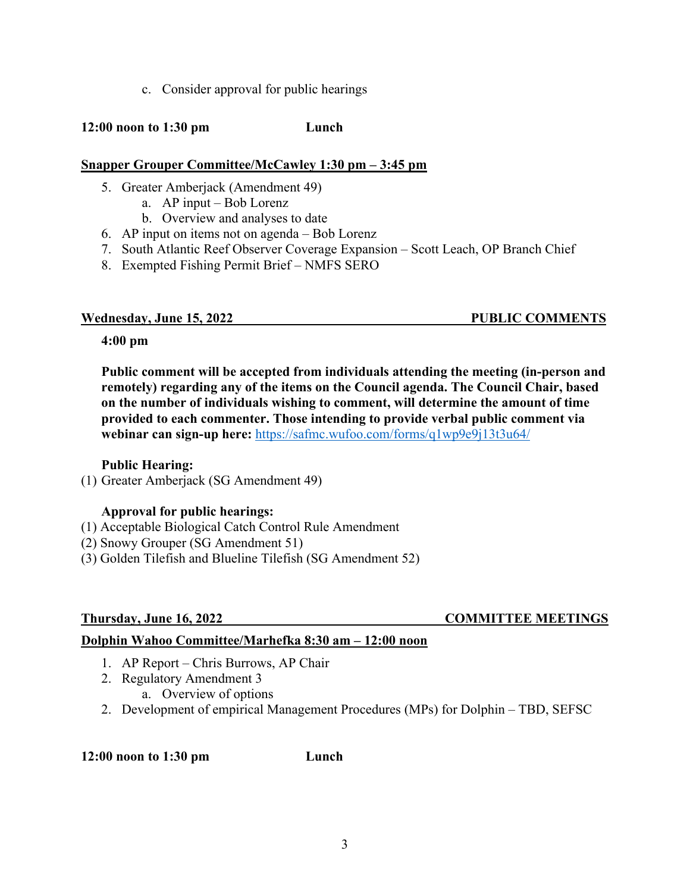c. Consider approval for public hearings

**12:00 noon to 1:30 pm Lunch**

**Snapper Grouper Committee/McCawley 1:30 pm – 3:45 pm**

5. Greater Amberjack (Amendment 49)
    a. AP input – Bob Lorenz
    b. Overview and analyses to date
6. AP input on items not on agenda – Bob Lorenz
7. South Atlantic Reef Observer Coverage Expansion – Scott Leach, OP Branch Chief
8. Exempted Fishing Permit Brief – NMFS SERO

**Wednesday, June 15, 2022 PUBLIC COMMENTS**

**4:00 pm**

**Public comment will be accepted from individuals attending the meeting (in-person and remotely) regarding any of the items on the Council agenda. The Council Chair, based on the number of individuals wishing to comment, will determine the amount of time provided to each commenter. Those intending to provide verbal public comment via webinar can sign-up here:** https://safmc.wufoo.com/forms/q1wp9e9j13t3u64/

**Public Hearing:**

(1) Greater Amberjack (SG Amendment 49)

**Approval for public hearings:**

(1) Acceptable Biological Catch Control Rule Amendment
(2) Snowy Grouper (SG Amendment 51)
(3) Golden Tilefish and Blueline Tilefish (SG Amendment 52)

**Thursday, June 16, 2022 COMMITTEE MEETINGS**

**Dolphin Wahoo Committee/Marhefka 8:30 am – 12:00 noon**

1. AP Report – Chris Burrows, AP Chair
2. Regulatory Amendment 3
    a. Overview of options
2. Development of empirical Management Procedures (MPs) for Dolphin – TBD, SEFSC

**12:00 noon to 1:30 pm Lunch**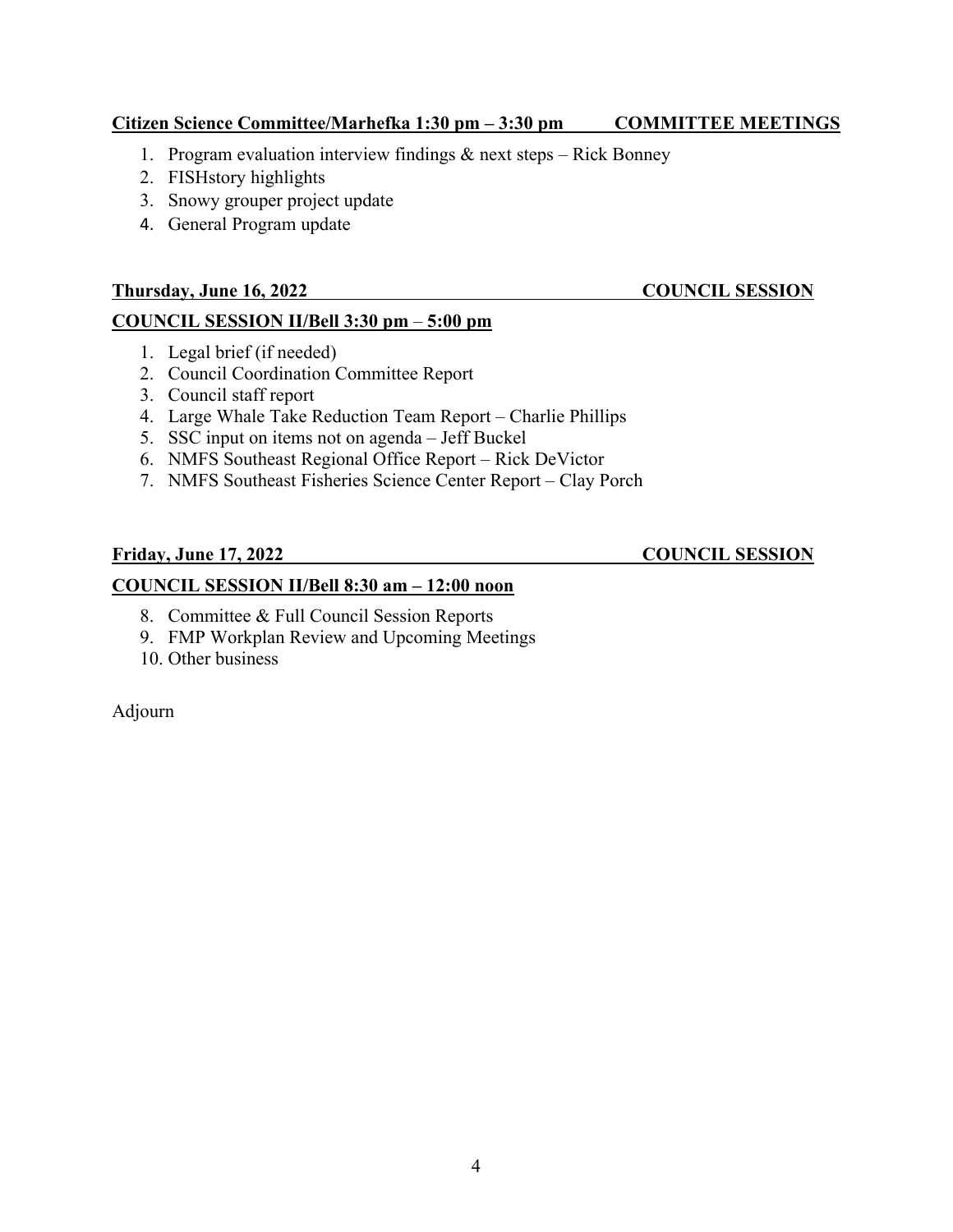**Citizen Science Committee/Marhefka 1:30 pm – 3:30 pm COMMITTEE MEETINGS**

1. Program evaluation interview findings & next steps – Rick Bonney
2. FISHstory highlights
3. Snowy grouper project update
4. General Program update

**Thursday, June 16, 2022 COUNCIL SESSION**

**COUNCIL SESSION II/Bell 3:30 pm – 5:00 pm**

1. Legal brief (if needed)
2. Council Coordination Committee Report
3. Council staff report
4. Large Whale Take Reduction Team Report – Charlie Phillips
5. SSC input on items not on agenda – Jeff Buckel
6. NMFS Southeast Regional Office Report – Rick DeVictor
7. NMFS Southeast Fisheries Science Center Report – Clay Porch

**Friday, June 17, 2022 COUNCIL SESSION**

**COUNCIL SESSION II/Bell 8:30 am – 12:00 noon**

8. Committee & Full Council Session Reports
9. FMP Workplan Review and Upcoming Meetings
10. Other business

Adjourn